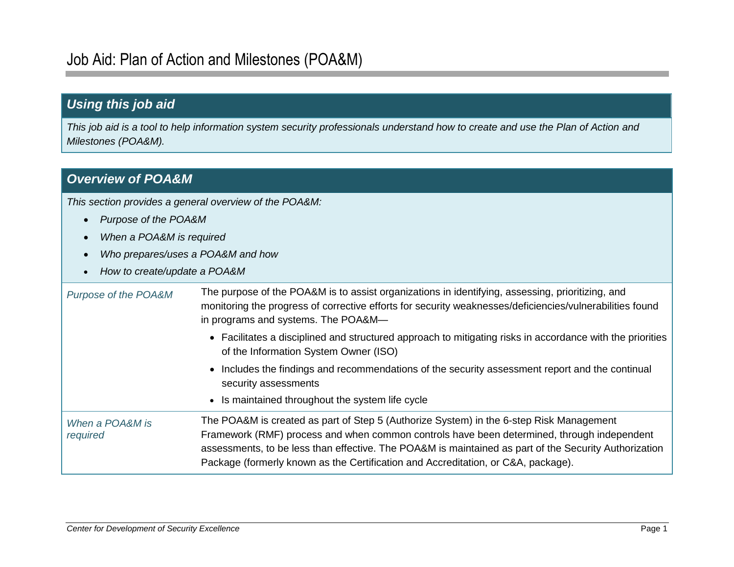# Job Aid: Plan of Action and Milestones (POA&M)

## *Using this job aid*

*This job aid is a tool to help information system security professionals understand how to create and use the Plan of Action and Milestones (POA&M).*

## *Overview of POA&M*

*This section provides a general overview of the POA&M:*

- *Purpose of the POA&M*
- *When a POA&M is required*
- *Who prepares/uses a POA&M and how*
- *How to create/update a POA&M*

| | |
|---|---|
| *Purpose of the POA&M* | The purpose of the POA&M is to assist organizations in identifying, assessing, prioritizing, and monitoring the progress of corrective efforts for security weaknesses/deficiencies/vulnerabilities found in programs and systems. The POA&M—<br>• Facilitates a disciplined and structured approach to mitigating risks in accordance with the priorities of the Information System Owner (ISO)<br>• Includes the findings and recommendations of the security assessment report and the continual security assessments<br>• Is maintained throughout the system life cycle |
| *When a POA&M is required* | The POA&M is created as part of Step 5 (Authorize System) in the 6-step Risk Management Framework (RMF) process and when common controls have been determined, through independent assessments, to be less than effective. The POA&M is maintained as part of the Security Authorization Package (formerly known as the Certification and Accreditation, or C&A, package). |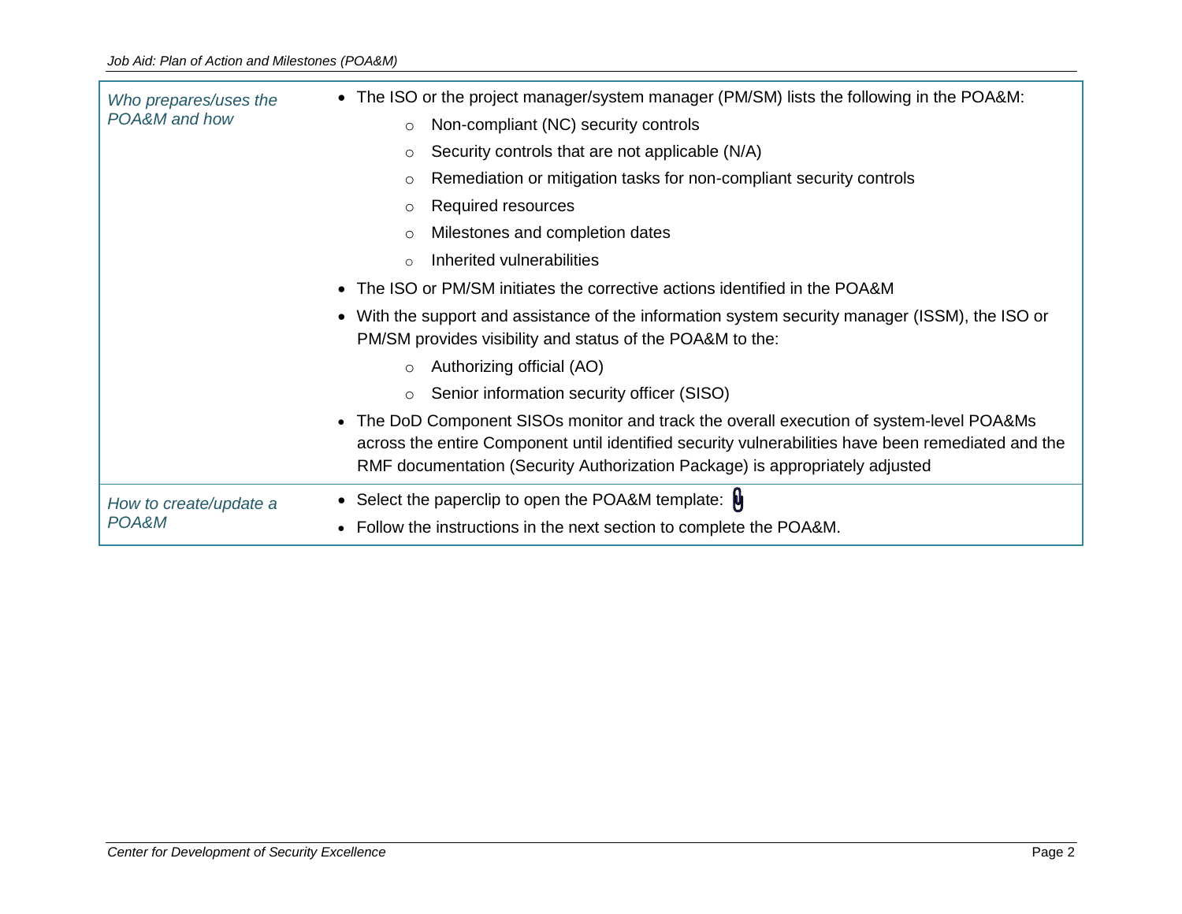| | |
|---|---|
| *Who prepares/uses the POA&M and how* | • The ISO or the project manager/system manager (PM/SM) lists the following in the POA&M:<br>&nbsp;&nbsp;&nbsp;&nbsp;○ Non-compliant (NC) security controls<br>&nbsp;&nbsp;&nbsp;&nbsp;○ Security controls that are not applicable (N/A)<br>&nbsp;&nbsp;&nbsp;&nbsp;○ Remediation or mitigation tasks for non-compliant security controls<br>&nbsp;&nbsp;&nbsp;&nbsp;○ Required resources<br>&nbsp;&nbsp;&nbsp;&nbsp;○ Milestones and completion dates<br>&nbsp;&nbsp;&nbsp;&nbsp;○ Inherited vulnerabilities<br>• The ISO or PM/SM initiates the corrective actions identified in the POA&M<br>• With the support and assistance of the information system security manager (ISSM), the ISO or PM/SM provides visibility and status of the POA&M to the:<br>&nbsp;&nbsp;&nbsp;&nbsp;○ Authorizing official (AO)<br>&nbsp;&nbsp;&nbsp;&nbsp;○ Senior information security officer (SISO)<br>• The DoD Component SISOs monitor and track the overall execution of system-level POA&Ms across the entire Component until identified security vulnerabilities have been remediated and the RMF documentation (Security Authorization Package) is appropriately adjusted |
| *How to create/update a POA&M* | • Select the paperclip to open the POA&M template:<br>• Follow the instructions in the next section to complete the POA&M. |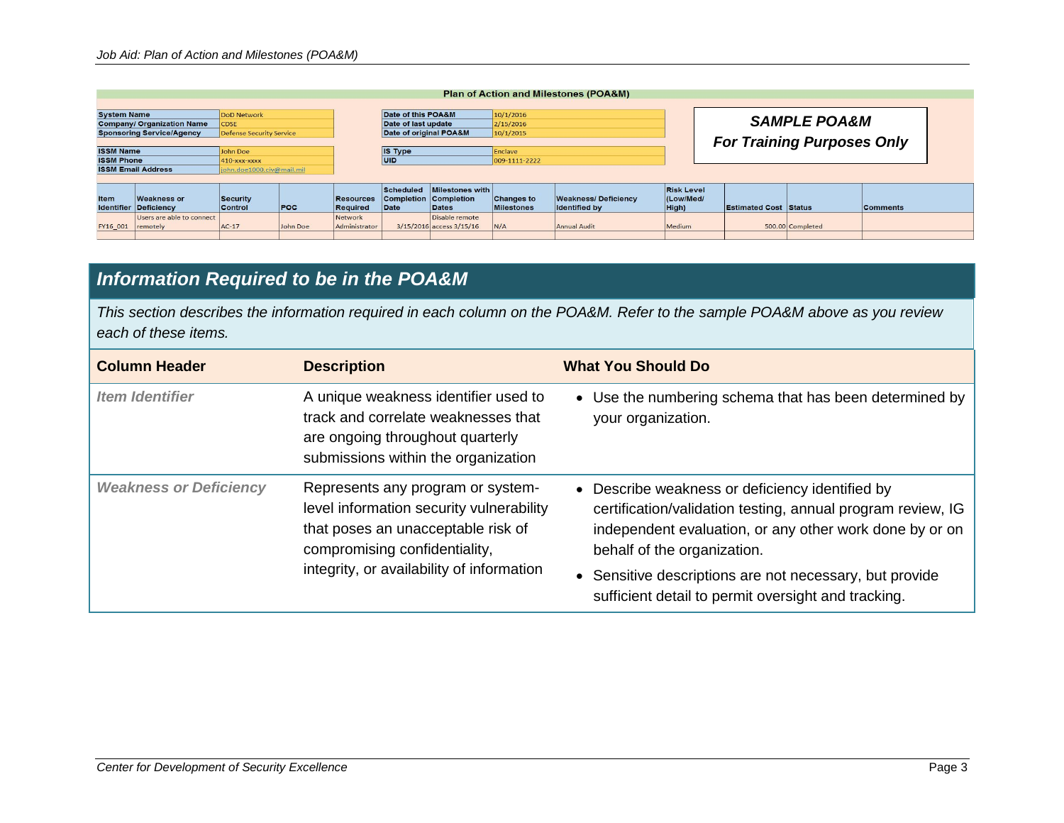**Plan of Action and Milestones (POA&M)**

| System Name | DoD Network |
|---|---|
| Company/ Organization Name | CDSE |
| Sponsoring Service/Agency | Defense Security Service |
| ISSM Name | John Doe |
| ISSM Phone | 410-xxx-xxxx |
| ISSM Email Address | john.doe1000.civ@mail.mil |

| Date of this POA&M | 10/1/2016 |
|---|---|
| Date of last update | 2/15/2016 |
| Date of original POA&M | 10/1/2015 |
| IS Type | Enclave |
| UID | 009-1111-2222 |

***SAMPLE POA&M***
***For Training Purposes Only***

| Item Identifier | Weakness or Deficiency | Security Control | POC | Resources Required | Scheduled Completion Date | Milestones with Completion Dates | Changes to Milestones | Weakness/ Deficiency Identified by | Risk Level (Low/Med/ High) | Estimated Cost | Status | Comments |
|---|---|---|---|---|---|---|---|---|---|---|---|---|
| FY16_001 | Users are able to connect remotely | AC-17 | John Doe | Network Administrator | 3/15/2016 | Disable remote access 3/15/16 | N/A | Annual Audit | Medium | 500.00 | Completed | |

## *Information Required to be in the POA&M*

*This section describes the information required in each column on the POA&M. Refer to the sample POA&M above as you review each of these items.*

| Column Header | Description | What You Should Do |
|---|---|---|
| ***Item Identifier*** | A unique weakness identifier used to track and correlate weaknesses that are ongoing throughout quarterly submissions within the organization | • Use the numbering schema that has been determined by your organization. |
| ***Weakness or Deficiency*** | Represents any program or system-level information security vulnerability that poses an unacceptable risk of compromising confidentiality, integrity, or availability of information | • Describe weakness or deficiency identified by certification/validation testing, annual program review, IG independent evaluation, or any other work done by or on behalf of the organization.<br>• Sensitive descriptions are not necessary, but provide sufficient detail to permit oversight and tracking. |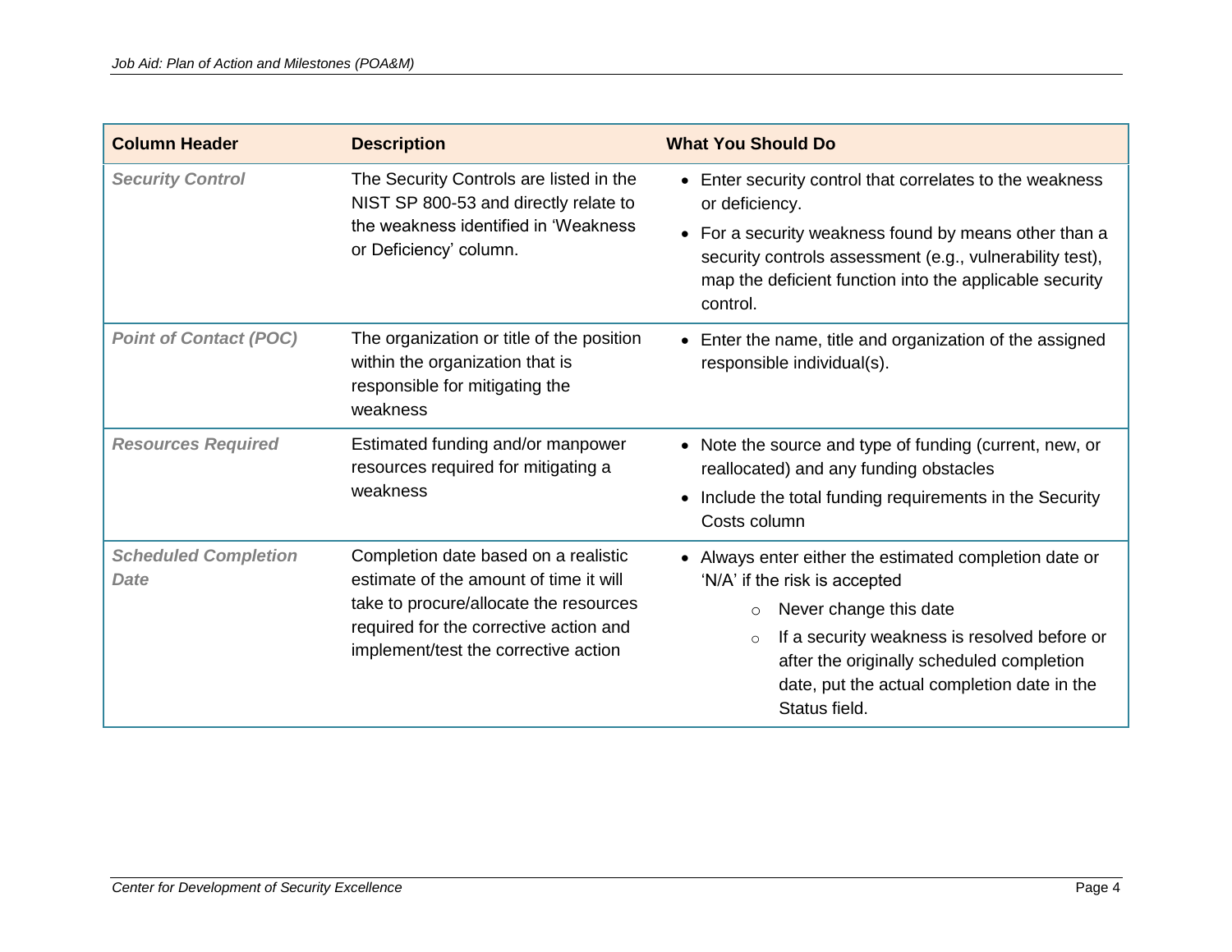| Column Header | Description | What You Should Do |
|---|---|---|
| ***Security Control*** | The Security Controls are listed in the NIST SP 800-53 and directly relate to the weakness identified in 'Weakness or Deficiency' column. | • Enter security control that correlates to the weakness or deficiency.<br>• For a security weakness found by means other than a security controls assessment (e.g., vulnerability test), map the deficient function into the applicable security control. |
| ***Point of Contact (POC)*** | The organization or title of the position within the organization that is responsible for mitigating the weakness | • Enter the name, title and organization of the assigned responsible individual(s). |
| ***Resources Required*** | Estimated funding and/or manpower resources required for mitigating a weakness | • Note the source and type of funding (current, new, or reallocated) and any funding obstacles<br>• Include the total funding requirements in the Security Costs column |
| ***Scheduled Completion Date*** | Completion date based on a realistic estimate of the amount of time it will take to procure/allocate the resources required for the corrective action and implement/test the corrective action | • Always enter either the estimated completion date or 'N/A' if the risk is accepted<br>  ○ Never change this date<br>  ○ If a security weakness is resolved before or after the originally scheduled completion date, put the actual completion date in the Status field. |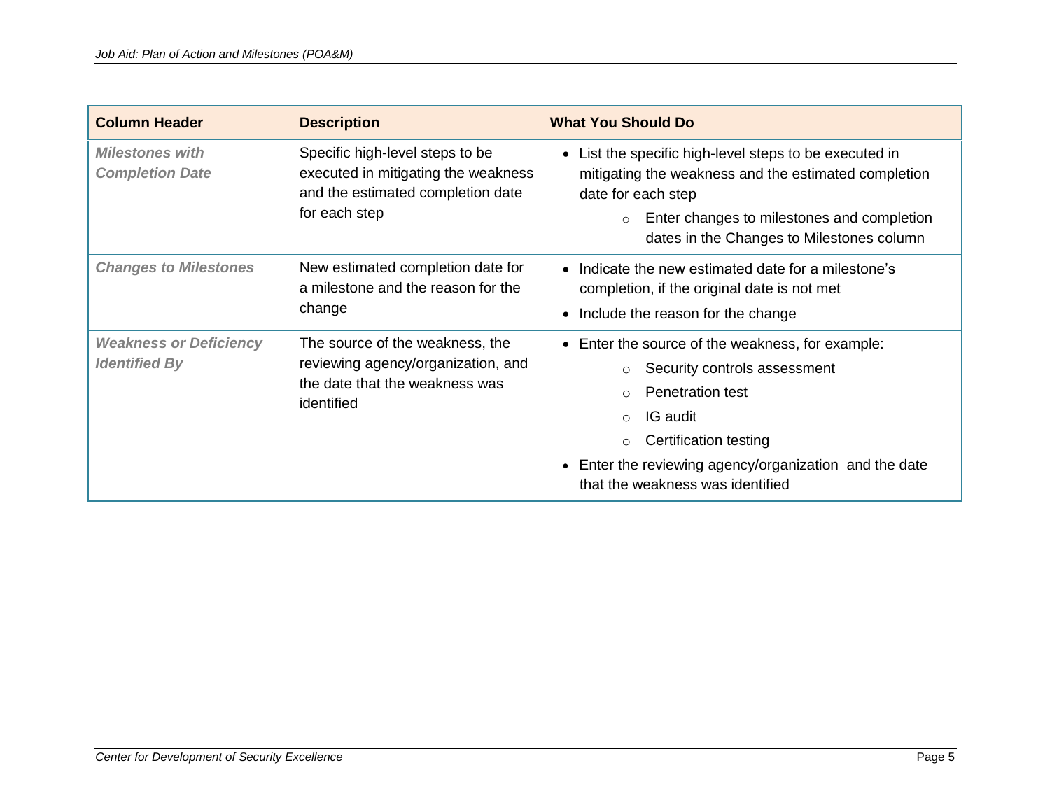| Column Header | Description | What You Should Do |
|---|---|---|
| ***Milestones with Completion Date*** | Specific high-level steps to be executed in mitigating the weakness and the estimated completion date for each step | • List the specific high-level steps to be executed in mitigating the weakness and the estimated completion date for each step<br>&nbsp;&nbsp;&nbsp;&nbsp;○ Enter changes to milestones and completion dates in the Changes to Milestones column |
| ***Changes to Milestones*** | New estimated completion date for a milestone and the reason for the change | • Indicate the new estimated date for a milestone's completion, if the original date is not met<br>• Include the reason for the change |
| ***Weakness or Deficiency Identified By*** | The source of the weakness, the reviewing agency/organization, and the date that the weakness was identified | • Enter the source of the weakness, for example:<br>&nbsp;&nbsp;&nbsp;&nbsp;○ Security controls assessment<br>&nbsp;&nbsp;&nbsp;&nbsp;○ Penetration test<br>&nbsp;&nbsp;&nbsp;&nbsp;○ IG audit<br>&nbsp;&nbsp;&nbsp;&nbsp;○ Certification testing<br>• Enter the reviewing agency/organization and the date that the weakness was identified |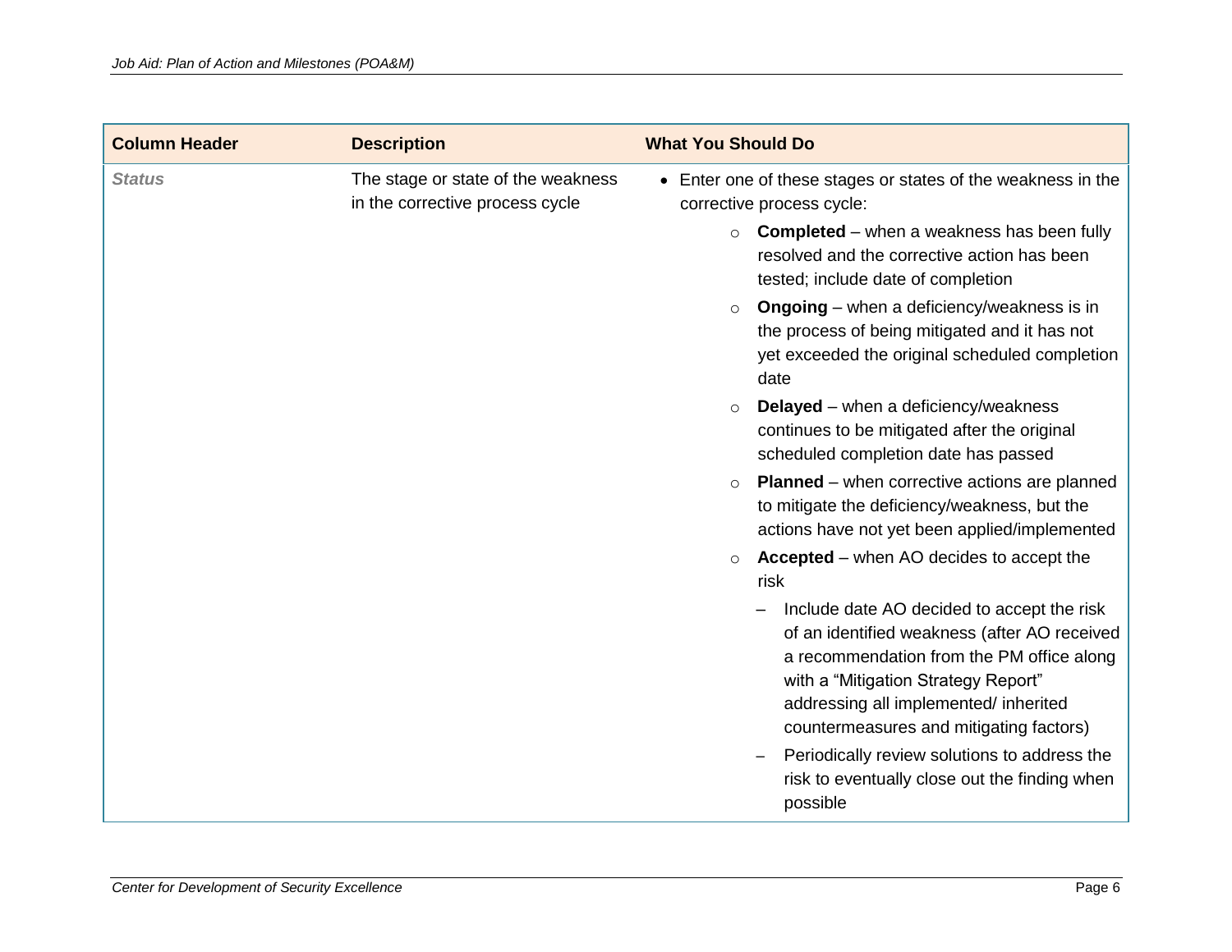| Column Header | Description | What You Should Do |
|---|---|---|
| ***Status*** | The stage or state of the weakness in the corrective process cycle | • Enter one of these stages or states of the weakness in the corrective process cycle:<br>○ **Completed** – when a weakness has been fully resolved and the corrective action has been tested; include date of completion<br>○ **Ongoing** – when a deficiency/weakness is in the process of being mitigated and it has not yet exceeded the original scheduled completion date<br>○ **Delayed** – when a deficiency/weakness continues to be mitigated after the original scheduled completion date has passed<br>○ **Planned** – when corrective actions are planned to mitigate the deficiency/weakness, but the actions have not yet been applied/implemented<br>○ **Accepted** – when AO decides to accept the risk<br>– Include date AO decided to accept the risk of an identified weakness (after AO received a recommendation from the PM office along with a "Mitigation Strategy Report" addressing all implemented/ inherited countermeasures and mitigating factors)<br>– Periodically review solutions to address the risk to eventually close out the finding when possible |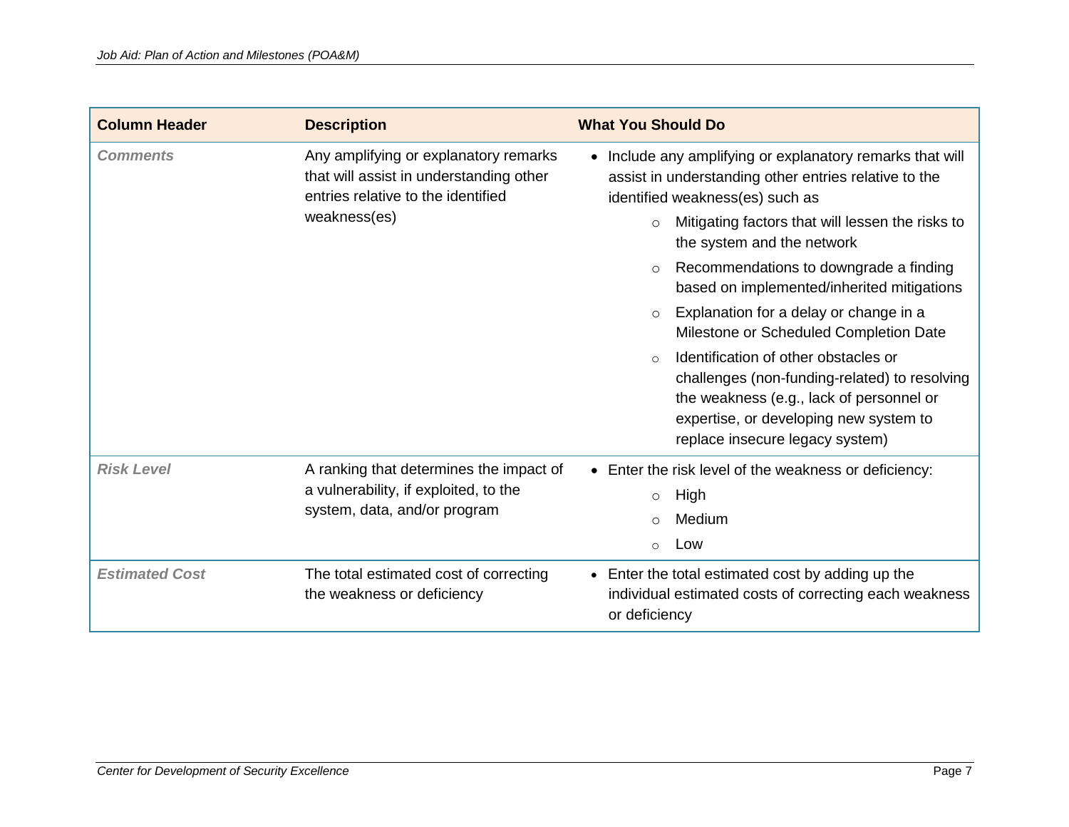| Column Header | Description | What You Should Do |
|---|---|---|
| ***Comments*** | Any amplifying or explanatory remarks that will assist in understanding other entries relative to the identified weakness(es) | • Include any amplifying or explanatory remarks that will assist in understanding other entries relative to the identified weakness(es) such as<br>○ Mitigating factors that will lessen the risks to the system and the network<br>○ Recommendations to downgrade a finding based on implemented/inherited mitigations<br>○ Explanation for a delay or change in a Milestone or Scheduled Completion Date<br>○ Identification of other obstacles or challenges (non-funding-related) to resolving the weakness (e.g., lack of personnel or expertise, or developing new system to replace insecure legacy system) |
| ***Risk Level*** | A ranking that determines the impact of a vulnerability, if exploited, to the system, data, and/or program | • Enter the risk level of the weakness or deficiency:<br>○ High<br>○ Medium<br>○ Low |
| ***Estimated Cost*** | The total estimated cost of correcting the weakness or deficiency | • Enter the total estimated cost by adding up the individual estimated costs of correcting each weakness or deficiency |